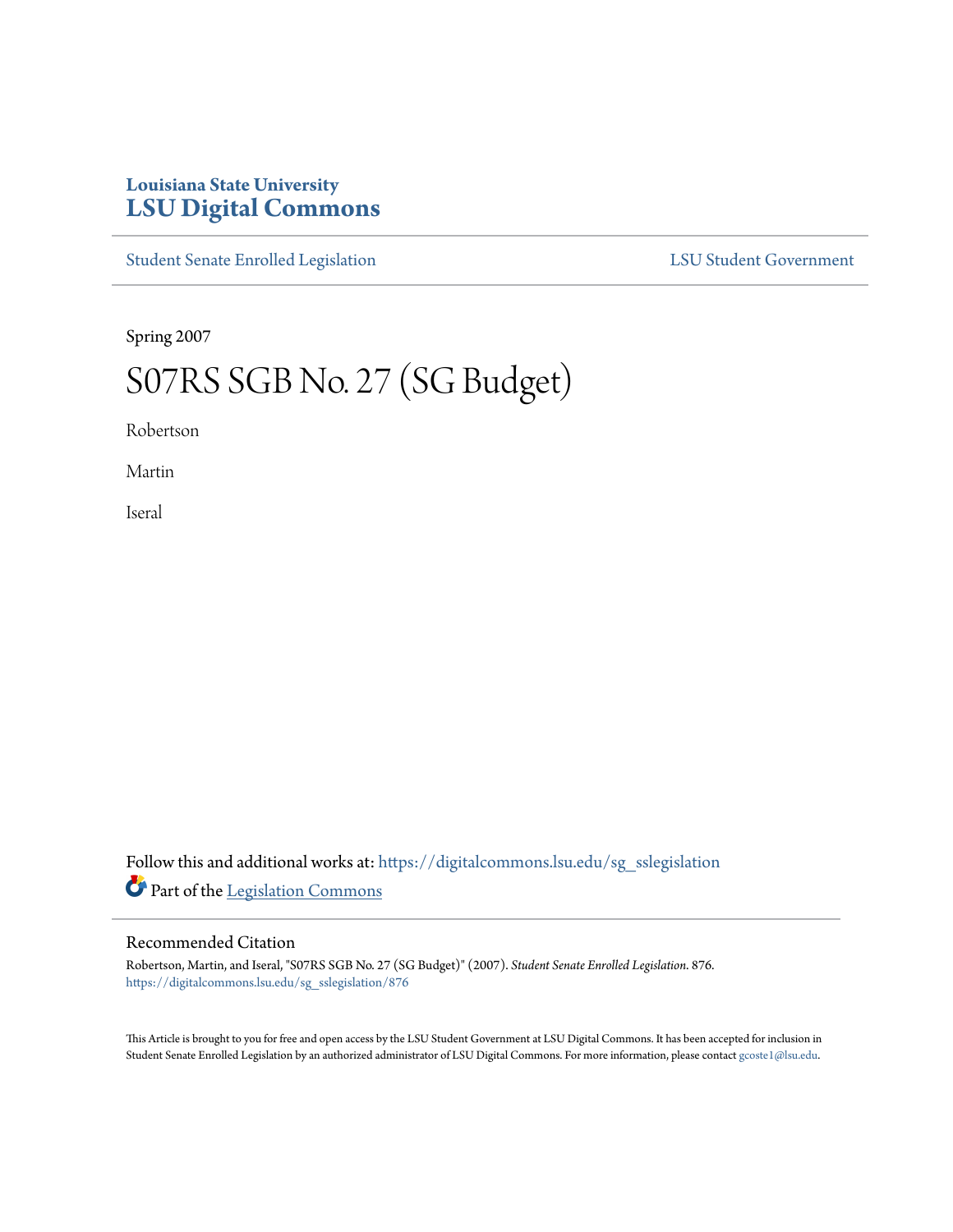Louisiana State University
# LSU Digital Commons

Student Senate Enrolled Legislation | LSU Student Government

Spring 2007

# S07RS SGB No. 27 (SG Budget)

Robertson

Martin

Iseral

Follow this and additional works at: https://digitalcommons.lsu.edu/sg_sslegislation

Part of the Legislation Commons

## Recommended Citation

Robertson, Martin, and Iseral, "S07RS SGB No. 27 (SG Budget)" (2007). *Student Senate Enrolled Legislation*. 876.
https://digitalcommons.lsu.edu/sg_sslegislation/876

This Article is brought to you for free and open access by the LSU Student Government at LSU Digital Commons. It has been accepted for inclusion in Student Senate Enrolled Legislation by an authorized administrator of LSU Digital Commons. For more information, please contact gcoste1@lsu.edu.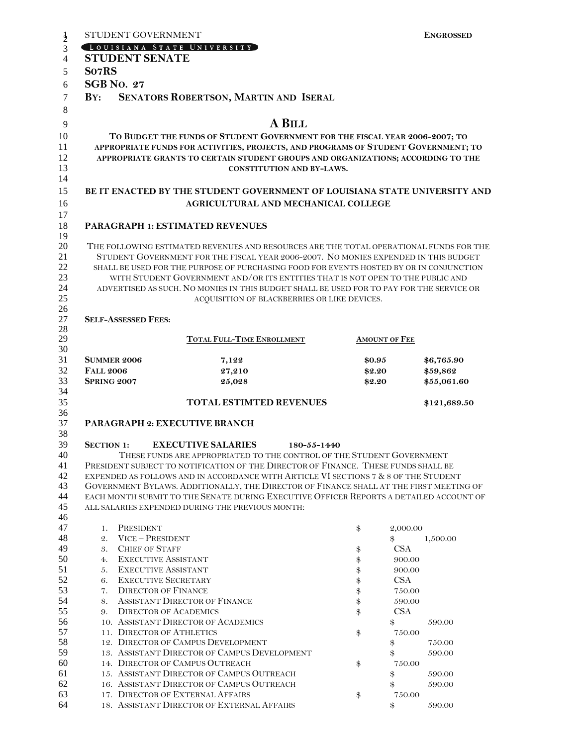STUDENT GOVERNMENT **ENGROSSED**

LOUISIANA STATE UNIVERSITY

**STUDENT SENATE**

**S07RS**

**SGB NO. 27**

**BY: SENATORS ROBERTSON, MARTIN AND ISERAL**

# A BILL

**TO BUDGET THE FUNDS OF STUDENT GOVERNMENT FOR THE FISCAL YEAR 2006-2007; TO APPROPRIATE FUNDS FOR ACTIVITIES, PROJECTS, AND PROGRAMS OF STUDENT GOVERNMENT; TO APPROPRIATE GRANTS TO CERTAIN STUDENT GROUPS AND ORGANIZATIONS; ACCORDING TO THE CONSTITUTION AND BY-LAWS.**

**BE IT ENACTED BY THE STUDENT GOVERNMENT OF LOUISIANA STATE UNIVERSITY AND AGRICULTURAL AND MECHANICAL COLLEGE**

## PARAGRAPH 1: ESTIMATED REVENUES

THE FOLLOWING ESTIMATED REVENUES AND RESOURCES ARE THE TOTAL OPERATIONAL FUNDS FOR THE STUDENT GOVERNMENT FOR THE FISCAL YEAR 2006-2007. NO MONIES EXPENDED IN THIS BUDGET SHALL BE USED FOR THE PURPOSE OF PURCHASING FOOD FOR EVENTS HOSTED BY OR IN CONJUNCTION WITH STUDENT GOVERNMENT AND/OR ITS ENTITIES THAT IS NOT OPEN TO THE PUBLIC AND ADVERTISED AS SUCH. NO MONIES IN THIS BUDGET SHALL BE USED FOR TO PAY FOR THE SERVICE OR ACQUISITION OF BLACKBERRIES OR LIKE DEVICES.

**SELF-ASSESSED FEES:**

| | TOTAL FULL-TIME ENROLLMENT | AMOUNT OF FEE | |
|---|---|---|---|
| **SUMMER 2006** | **7,122** | **$0.95** | **$6,765.90** |
| **FALL 2006** | **27,210** | **$2.20** | **$59,862** |
| **SPRING 2007** | **25,028** | **$2.20** | **$55,061.60** |
| | **TOTAL ESTIMTED REVENUES** | | **$121,689.50** |

## PARAGRAPH 2: EXECUTIVE BRANCH

**SECTION 1: EXECUTIVE SALARIES 180-55-1440**

THESE FUNDS ARE APPROPRIATED TO THE CONTROL OF THE STUDENT GOVERNMENT PRESIDENT SUBJECT TO NOTIFICATION OF THE DIRECTOR OF FINANCE. THESE FUNDS SHALL BE EXPENDED AS FOLLOWS AND IN ACCORDANCE WITH ARTICLE VI SECTIONS 7 & 8 OF THE STUDENT GOVERNMENT BYLAWS. ADDITIONALLY, THE DIRECTOR OF FINANCE SHALL AT THE FIRST MEETING OF EACH MONTH SUBMIT TO THE SENATE DURING EXECUTIVE OFFICER REPORTS A DETAILED ACCOUNT OF ALL SALARIES EXPENDED DURING THE PREVIOUS MONTH:

1. PRESIDENT $ 2,000.00
2. VICE – PRESIDENT $ 1,500.00
3. CHIEF OF STAFF $ CSA
4. EXECUTIVE ASSISTANT $ 900.00
5. EXECUTIVE ASSISTANT $ 900.00
6. EXECUTIVE SECRETARY $ CSA
7. DIRECTOR OF FINANCE $ 750.00
8. ASSISTANT DIRECTOR OF FINANCE $ 590.00
9. DIRECTOR OF ACADEMICS $ CSA
10. ASSISTANT DIRECTOR OF ACADEMICS $ 590.00
11. DIRECTOR OF ATHLETICS $ 750.00
12. DIRECTOR OF CAMPUS DEVELOPMENT $ 750.00
13. ASSISTANT DIRECTOR OF CAMPUS DEVELOPMENT $ 590.00
14. DIRECTOR OF CAMPUS OUTREACH $ 750.00
15. ASSISTANT DIRECTOR OF CAMPUS OUTREACH $ 590.00
16. ASSISTANT DIRECTOR OF CAMPUS OUTREACH $ 590.00
17. DIRECTOR OF EXTERNAL AFFAIRS $ 750.00
18. ASSISTANT DIRECTOR OF EXTERNAL AFFAIRS $ 590.00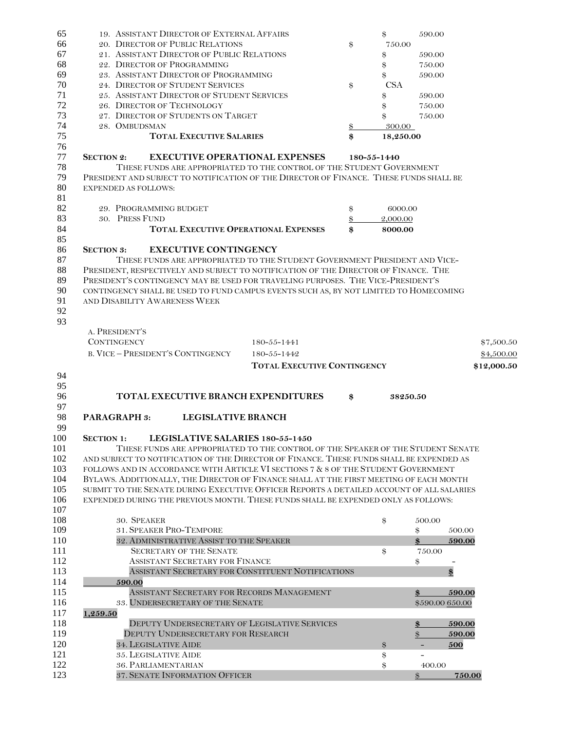| | | |
|---|---|---|
| 19. Assistant Director of External Affairs | | $ 590.00 |
| 20. Director of Public Relations | $ 750.00 | |
| 21. Assistant Director of Public Relations | | $ 590.00 |
| 22. Director of Programming | | $ 750.00 |
| 23. Assistant Director of Programming | | $ 590.00 |
| 24. Director of Student Services | $ CSA | |
| 25. Assistant Director of Student Services | | $ 590.00 |
| 26. Director of Technology | | $ 750.00 |
| 27. Director of Students on Target | | $ 750.00 |
| 28. Ombudsman | $ 300.00 | |
| **Total Executive Salaries** | **$ 18,250.00** | |

**Section 2: Executive Operational Expenses 180-55-1440**

These funds are appropriated to the control of the Student Government President and subject to notification of the Director of Finance. These funds shall be expended as follows:

| | |
|---|---|
| 29. Programming budget | $ 6000.00 |
| 30. Press Fund | $ 2,000.00 |
| **Total Executive Operational Expenses** | **$ 8000.00** |

**Section 3: Executive Contingency**

These funds are appropriated to the Student Government President and Vice-President, respectively and subject to notification of the Director of Finance. The President's contingency may be used for traveling purposes. The Vice-President's contingency shall be used to fund campus events such as, by not limited to Homecoming and Disability Awareness Week

| | | |
|---|---|---|
| A. President's Contingency | 180-55-1441 | $7,500.50 |
| B. Vice – President's Contingency | 180-55-1442 | $4,500.00 |
| | **Total Executive Contingency** | **$12,000.50** |

**TOTAL EXECUTIVE BRANCH EXPENDITURES $ 38250.50**

## Paragraph 3: Legislative Branch

**Section 1: Legislative Salaries 180-55-1450**

These funds are appropriated to the control of the Speaker of the Student Senate and subject to notification of the Director of Finance. These funds shall be expended as follows and in accordance with Article VI sections 7 & 8 of the Student Government Bylaws. Additionally, the Director of Finance shall at the first meeting of each month submit to the Senate during Executive Officer Reports a detailed account of all salaries expended during the previous month. These funds shall be expended only as follows:

| | | |
|---|---|---|
| 30. Speaker | $ 500.00 | |
| 31. Speaker Pro-Tempore | | $ 500.00 |
| 32. Administrative Assist to the Speaker | | **$ 590.00** |
| Secretary of the Senate | $ 750.00 | |
| Assistant Secretary for Finance | | $ - |
| Assistant Secretary for Constituent Notifications | | **$ 590.00** |
| Assistant Secretary for Records Management | | **$ 590.00** |
| 33. Undersecretary of the Senate | | ~~$590.00~~ 650.00 **1,259.50** |
| Deputy Undersecretary of Legislative Services | | **$ 590.00** |
| Deputy Undersecretary for Research | | $ **590.00** |
| 34. Legislative Aide | $ - | **500** |
| 35. Legislative Aide | $ - | |
| 36. Parliamentarian | $ 400.00 | |
| 37. Senate Information Officer | | $ **750.00** |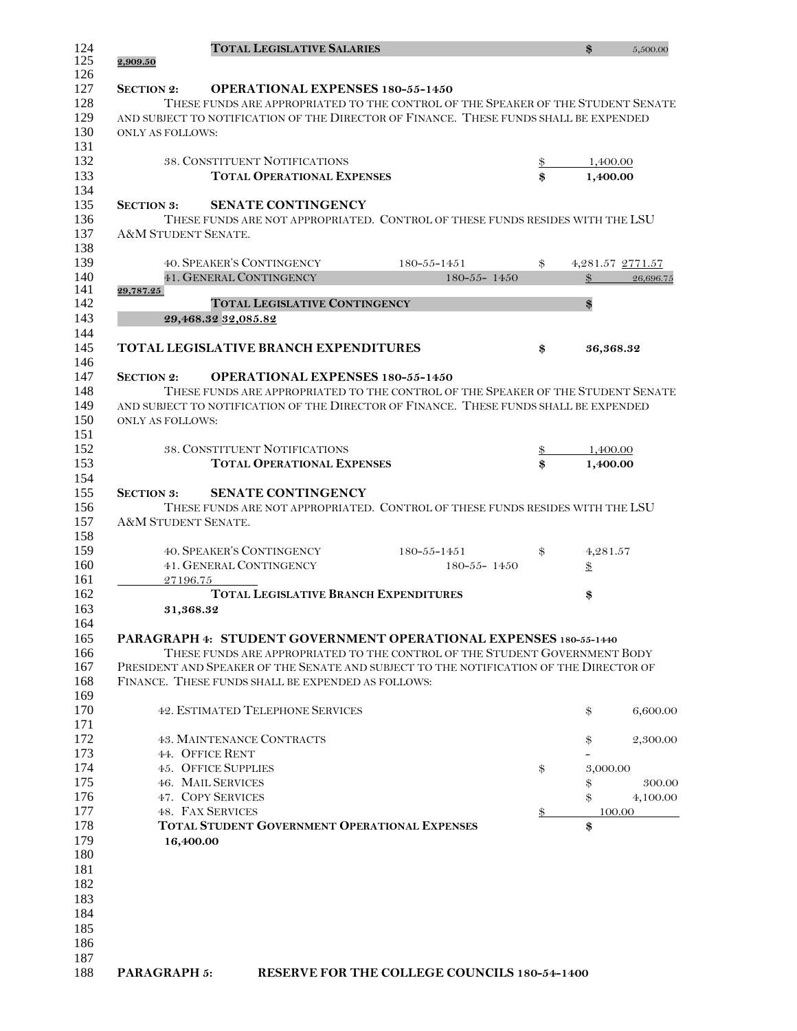| | | |
|---|---|---|
| **TOTAL LEGISLATIVE SALARIES** | **$** | 5,500.00 |

**2,909.50**

**SECTION 2: OPERATIONAL EXPENSES 180-55-1450**

THESE FUNDS ARE APPROPRIATED TO THE CONTROL OF THE SPEAKER OF THE STUDENT SENATE AND SUBJECT TO NOTIFICATION OF THE DIRECTOR OF FINANCE. THESE FUNDS SHALL BE EXPENDED ONLY AS FOLLOWS:

| | | |
|---|---|---|
| 38. CONSTITUENT NOTIFICATIONS | $ | 1,400.00 |
| **TOTAL OPERATIONAL EXPENSES** | **$** | **1,400.00** |

**SECTION 3: SENATE CONTINGENCY**

THESE FUNDS ARE NOT APPROPRIATED. CONTROL OF THESE FUNDS RESIDES WITH THE LSU A&M STUDENT SENATE.

| | | | |
|---|---|---|---|
| 40. SPEAKER'S CONTINGENCY | 180-55-1451 | $ | 4,281.57 2771.57 |
| 41. GENERAL CONTINGENCY | 180-55- 1450 | $ | 26,696.75 |

**29,787.25**

| | |
|---|---|
| **TOTAL LEGISLATIVE CONTINGENCY** | **$** |

**29,468.32 32,085.82**

| | | |
|---|---|---|
| **TOTAL LEGISLATIVE BRANCH EXPENDITURES** | **$** | **36,368.32** |

**SECTION 2: OPERATIONAL EXPENSES 180-55-1450**

THESE FUNDS ARE APPROPRIATED TO THE CONTROL OF THE SPEAKER OF THE STUDENT SENATE AND SUBJECT TO NOTIFICATION OF THE DIRECTOR OF FINANCE. THESE FUNDS SHALL BE EXPENDED ONLY AS FOLLOWS:

| | | |
|---|---|---|
| 38. CONSTITUENT NOTIFICATIONS | $ | 1,400.00 |
| **TOTAL OPERATIONAL EXPENSES** | **$** | **1,400.00** |

**SECTION 3: SENATE CONTINGENCY**

THESE FUNDS ARE NOT APPROPRIATED. CONTROL OF THESE FUNDS RESIDES WITH THE LSU A&M STUDENT SENATE.

| | | | |
|---|---|---|---|
| 40. SPEAKER'S CONTINGENCY | 180-55-1451 | $ | 4,281.57 |
| 41. GENERAL CONTINGENCY | 180-55- 1450 | $ | |

27196.75

| | |
|---|---|
| **TOTAL LEGISLATIVE BRANCH EXPENDITURES** | **$** |

**31,368.32**

**PARAGRAPH 4: STUDENT GOVERNMENT OPERATIONAL EXPENSES 180-55-1440**

THESE FUNDS ARE APPROPRIATED TO THE CONTROL OF THE STUDENT GOVERNMENT BODY PRESIDENT AND SPEAKER OF THE SENATE AND SUBJECT TO THE NOTIFICATION OF THE DIRECTOR OF FINANCE. THESE FUNDS SHALL BE EXPENDED AS FOLLOWS:

| | | |
|---|---|---|
| 42. ESTIMATED TELEPHONE SERVICES | $ | 6,600.00 |
| 43. MAINTENANCE CONTRACTS | $ | 2,300.00 |
| 44. OFFICE RENT | | - |
| 45. OFFICE SUPPLIES | $ | 3,000.00 |
| 46. MAIL SERVICES | $ | 300.00 |
| 47. COPY SERVICES | $ | 4,100.00 |
| 48. FAX SERVICES | $ | 100.00 |
| **TOTAL STUDENT GOVERNMENT OPERATIONAL EXPENSES** | **$** | |

**16,400.00**

**PARAGRAPH 5: RESERVE FOR THE COLLEGE COUNCILS 180-54-1400**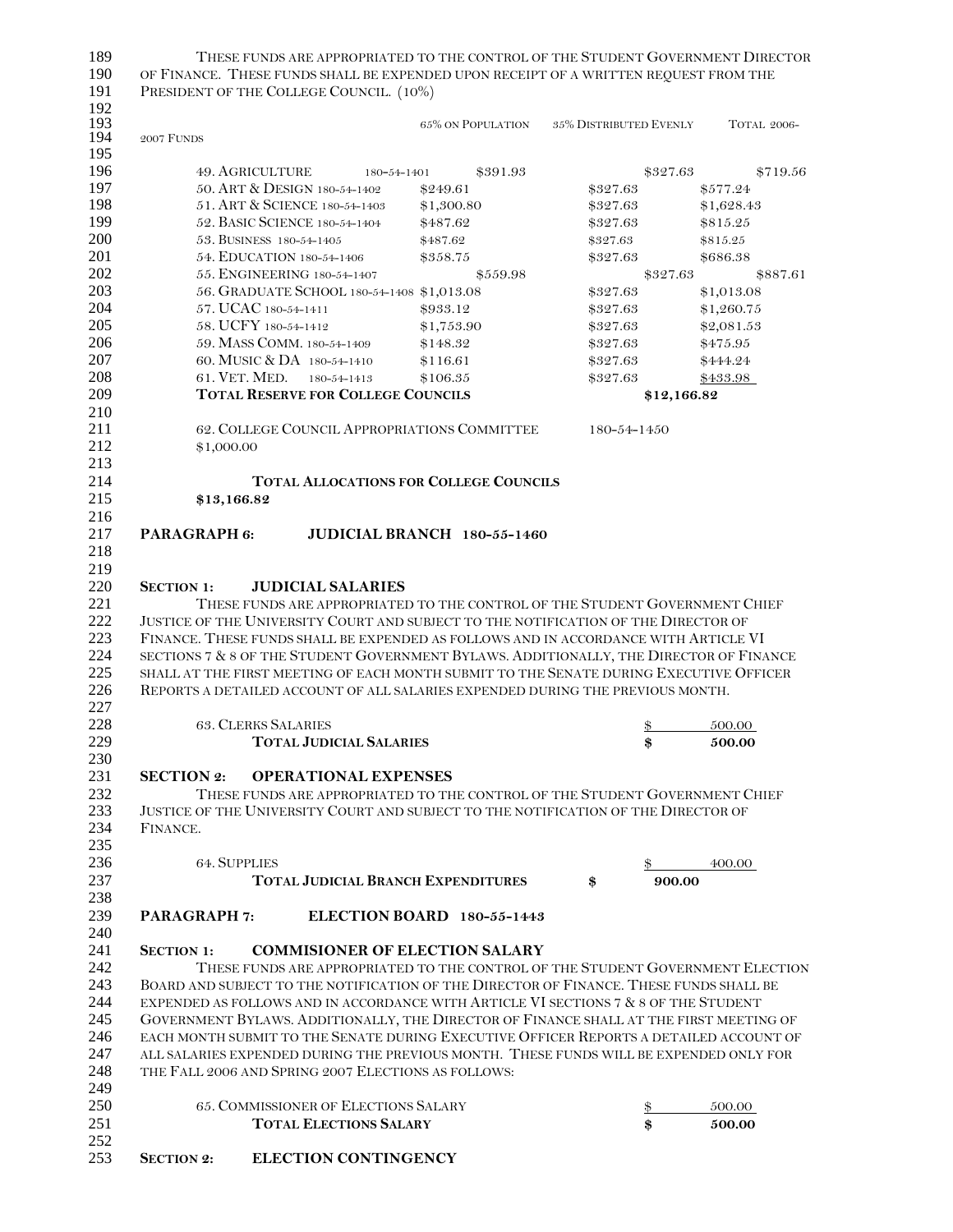These funds are appropriated to the control of the Student Government Director of Finance. These funds shall be expended upon receipt of a written request from the President of the College Council. (10%)

| | 65% on Population | 35% Distributed Evenly | Total 2006-2007 Funds |
|---|---|---|---|
| 49. Agriculture 180-54-1401 | $391.93 | $327.63 | $719.56 |
| 50. Art & Design 180-54-1402 | $249.61 | $327.63 | $577.24 |
| 51. Art & Science 180-54-1403 | $1,300.80 | $327.63 | $1,628.43 |
| 52. Basic Science 180-54-1404 | $487.62 | $327.63 | $815.25 |
| 53. Business 180-54-1405 | $487.62 | $327.63 | $815.25 |
| 54. Education 180-54-1406 | $358.75 | $327.63 | $686.38 |
| 55. Engineering 180-54-1407 | $559.98 | $327.63 | $887.61 |
| 56. Graduate School 180-54-1408 | $1,013.08 | $327.63 | $1,013.08 |
| 57. UCAC 180-54-1411 | $933.12 | $327.63 | $1,260.75 |
| 58. UCFY 180-54-1412 | $1,753.90 | $327.63 | $2,081.53 |
| 59. Mass Comm. 180-54-1409 | $148.32 | $327.63 | $475.95 |
| 60. Music & DA 180-54-1410 | $116.61 | $327.63 | $444.24 |
| 61. Vet. Med. 180-54-1413 | $106.35 | $327.63 | $433.98 |
| **Total Reserve for College Councils** | | **$12,166.82** | |

62. College Council Appropriations Committee 180-54-1450
$1,000.00

**Total Allocations for College Councils**
**$13,166.82**

## Paragraph 6: Judicial Branch 180-55-1460

### Section 1: Judicial Salaries

These funds are appropriated to the control of the Student Government Chief Justice of the University Court and subject to the notification of the Director of Finance. These funds shall be expended as follows and in accordance with Article VI sections 7 & 8 of the Student Government Bylaws. Additionally, the Director of Finance shall at the first meeting of each month submit to the Senate during Executive Officer Reports a detailed account of all salaries expended during the previous month.

| | |
|---|---|
| 63. Clerks Salaries | $ 500.00 |
| **Total Judicial Salaries** | **$ 500.00** |

### Section 2: Operational Expenses

These funds are appropriated to the control of the Student Government Chief Justice of the University Court and subject to the notification of the Director of Finance.

| | |
|---|---|
| 64. Supplies | $ 400.00 |
| **Total Judicial Branch Expenditures** | **$ 900.00** |

## Paragraph 7: Election Board 180-55-1443

### Section 1: Commisioner of Election Salary

These funds are appropriated to the control of the Student Government Election Board and subject to the notification of the Director of Finance. These funds shall be expended as follows and in accordance with Article VI sections 7 & 8 of the Student Government Bylaws. Additionally, the Director of Finance shall at the first meeting of each month submit to the Senate during Executive Officer Reports a detailed account of all salaries expended during the previous month. These funds will be expended only for the Fall 2006 and Spring 2007 Elections as follows:

| | |
|---|---|
| 65. Commissioner of Elections Salary | $ 500.00 |
| **Total Elections Salary** | **$ 500.00** |

### Section 2: Election Contingency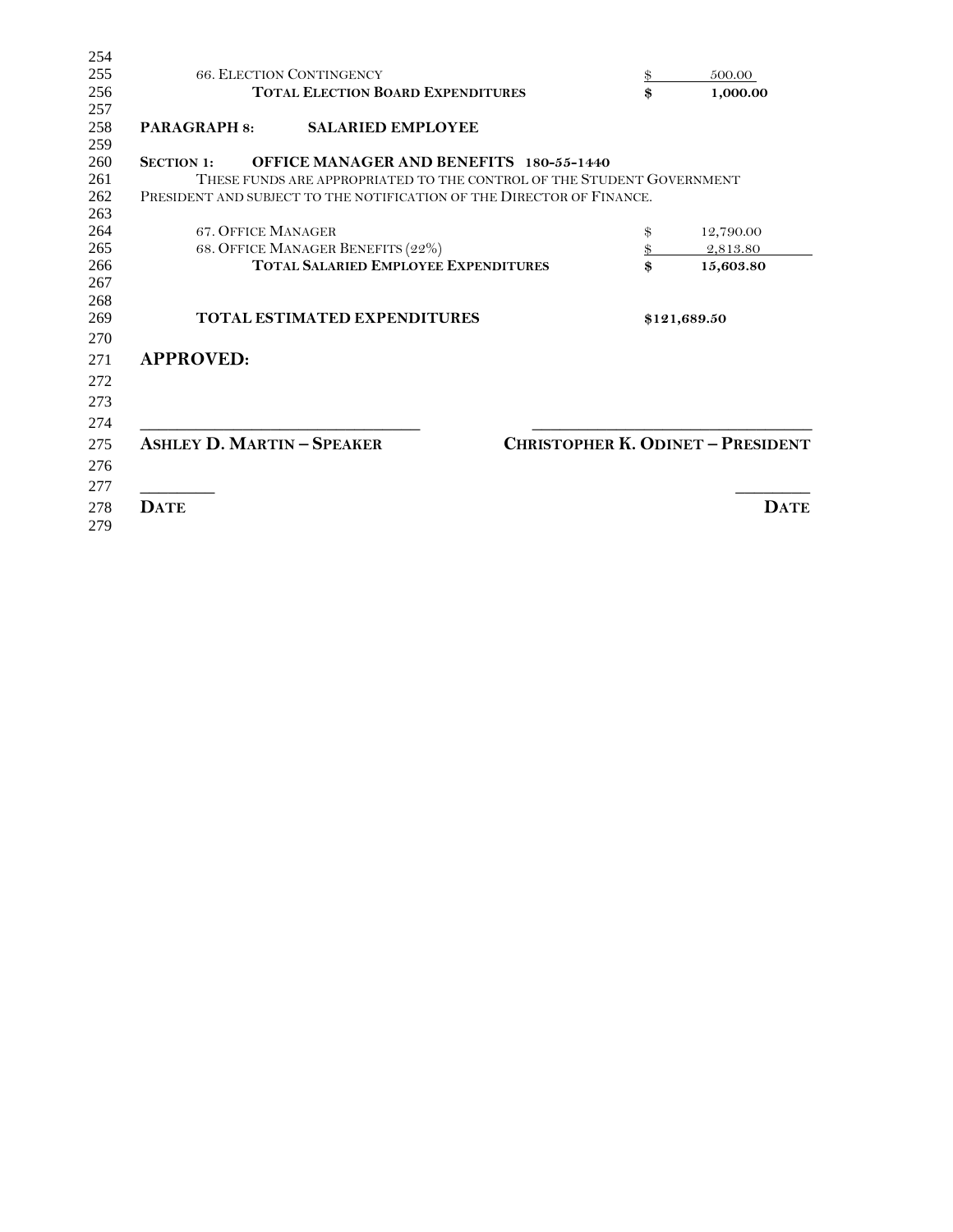| | | |
|---|---|---|
| 66. Election Contingency | $ | 500.00 |
| **Total Election Board Expenditures** | **$** | **1,000.00** |

## PARAGRAPH 8: SALARIED EMPLOYEE

### SECTION 1: OFFICE MANAGER AND BENEFITS 180-55-1440

These funds are appropriated to the control of the Student Government President and subject to the notification of the Director of Finance.

| | | |
|---|---|---|
| 67. Office Manager | $ | 12,790.00 |
| 68. Office Manager Benefits (22%) | $ | 2,813.80 |
| **Total Salaried Employee Expenditures** | **$** | **15,603.80** |

**TOTAL ESTIMATED EXPENDITURES** **$121,689.50**

## APPROVED:

______________________________ ______________________________

**Ashley D. Martin – Speaker** **Christopher K. Odinet – President**

________ ________

**Date** **Date**